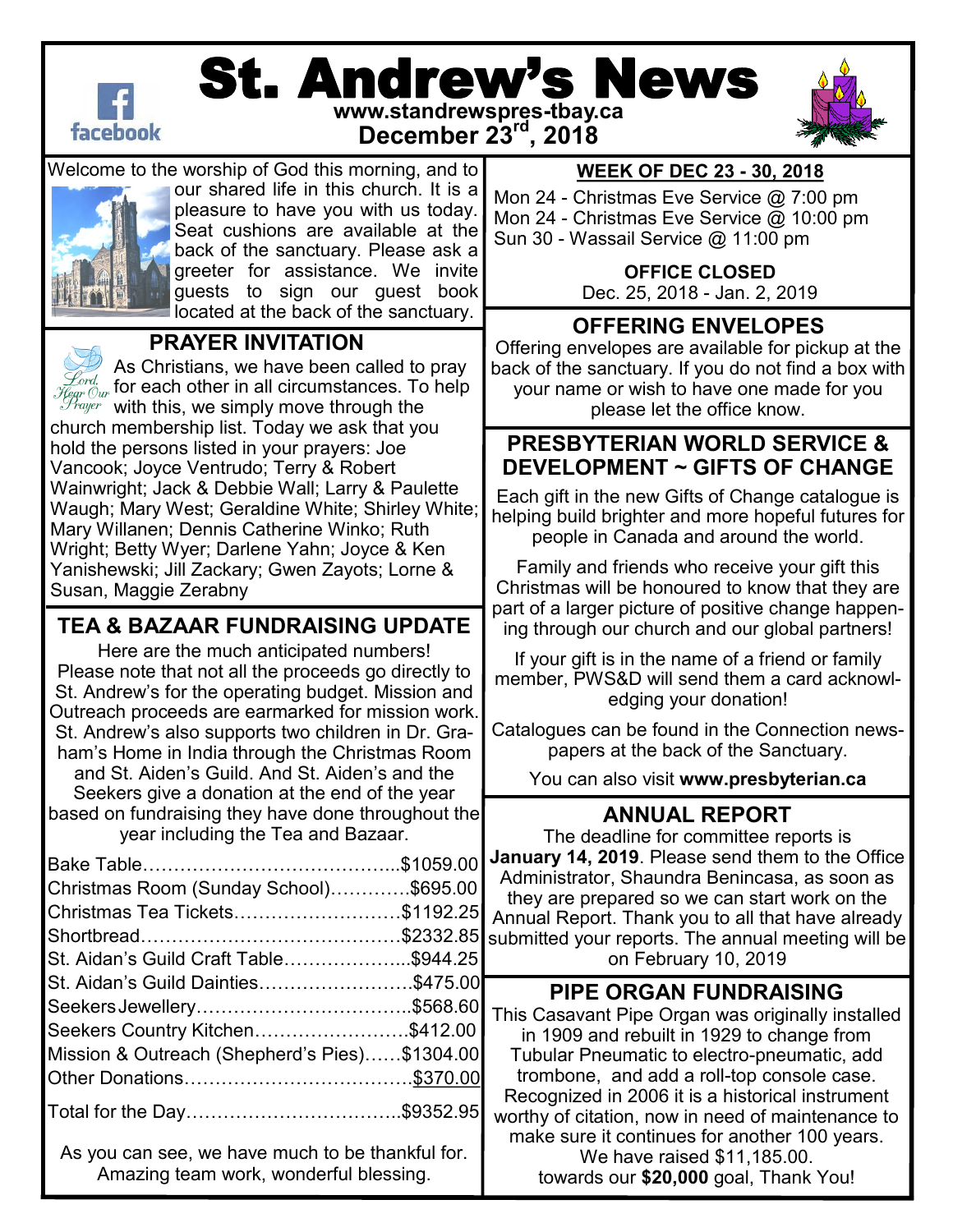# St. Andrew's News

**www.standrewspres-tbay.ca**

**December 23rd, 2018**

Welcome to the worship of God this morning, and to our shared life in this church. It is a pleasure to have you with us today. Seat cushions are available at the back of the sanctuary. Please ask a greeter for assistance. We invite guests to sign our guest book located at the back of the sanctuary.

## PRAYER INVITATION

As Christians, we have been called to pray for each other in all circumstances. To help with this, we simply move through the church membership list. Today we ask that you hold the persons listed in your prayers: Joe Vancook; Joyce Ventrudo; Terry & Robert Wainwright; Jack & Debbie Wall; Larry & Paulette Waugh; Mary West; Geraldine White; Shirley White; Mary Willanen; Dennis Catherine Winko; Ruth Wright; Betty Wyer; Darlene Yahn; Joyce & Ken Yanishewski; Jill Zackary; Gwen Zayots; Lorne & Susan, Maggie Zerabny

## TEA & BAZAAR FUNDRAISING UPDATE

Here are the much anticipated numbers! Please note that not all the proceeds go directly to St. Andrew's for the operating budget. Mission and Outreach proceeds are earmarked for mission work. St. Andrew's also supports two children in Dr. Graham's Home in India through the Christmas Room and St. Aiden's Guild. And St. Aiden's and the Seekers give a donation at the end of the year based on fundraising they have done throughout the year including the Tea and Bazaar.

| | |
|---|---|
| Bake Table | $1059.00 |
| Christmas Room (Sunday School) | $695.00 |
| Christmas Tea Tickets | $1192.25 |
| Shortbread | $2332.85 |
| St. Aidan's Guild Craft Table | $944.25 |
| St. Aidan's Guild Dainties | $475.00 |
| Seekers Jewellery | $568.60 |
| Seekers Country Kitchen | $412.00 |
| Mission & Outreach (Shepherd's Pies) | $1304.00 |
| Other Donations | $370.00 |
| Total for the Day | $9352.95 |

As you can see, we have much to be thankful for. Amazing team work, wonderful blessing.

## WEEK OF DEC 23 - 30, 2018

Mon 24 - Christmas Eve Service @ 7:00 pm
Mon 24 - Christmas Eve Service @ 10:00 pm
Sun 30 - Wassail Service @ 11:00 pm

**OFFICE CLOSED**
Dec. 25, 2018 - Jan. 2, 2019

## OFFERING ENVELOPES

Offering envelopes are available for pickup at the back of the sanctuary. If you do not find a box with your name or wish to have one made for you please let the office know.

## PRESBYTERIAN WORLD SERVICE & DEVELOPMENT ~ GIFTS OF CHANGE

Each gift in the new Gifts of Change catalogue is helping build brighter and more hopeful futures for people in Canada and around the world.

Family and friends who receive your gift this Christmas will be honoured to know that they are part of a larger picture of positive change happening through our church and our global partners!

If your gift is in the name of a friend or family member, PWS&D will send them a card acknowledging your donation!

Catalogues can be found in the Connection newspapers at the back of the Sanctuary.

You can also visit **www.presbyterian.ca**

## ANNUAL REPORT

The deadline for committee reports is **January 14, 2019**. Please send them to the Office Administrator, Shaundra Benincasa, as soon as they are prepared so we can start work on the Annual Report. Thank you to all that have already submitted your reports. The annual meeting will be on February 10, 2019

## PIPE ORGAN FUNDRAISING

This Casavant Pipe Organ was originally installed in 1909 and rebuilt in 1929 to change from Tubular Pneumatic to electro-pneumatic, add trombone, and add a roll-top console case. Recognized in 2006 it is a historical instrument worthy of citation, now in need of maintenance to make sure it continues for another 100 years. We have raised $11,185.00. towards our **$20,000** goal, Thank You!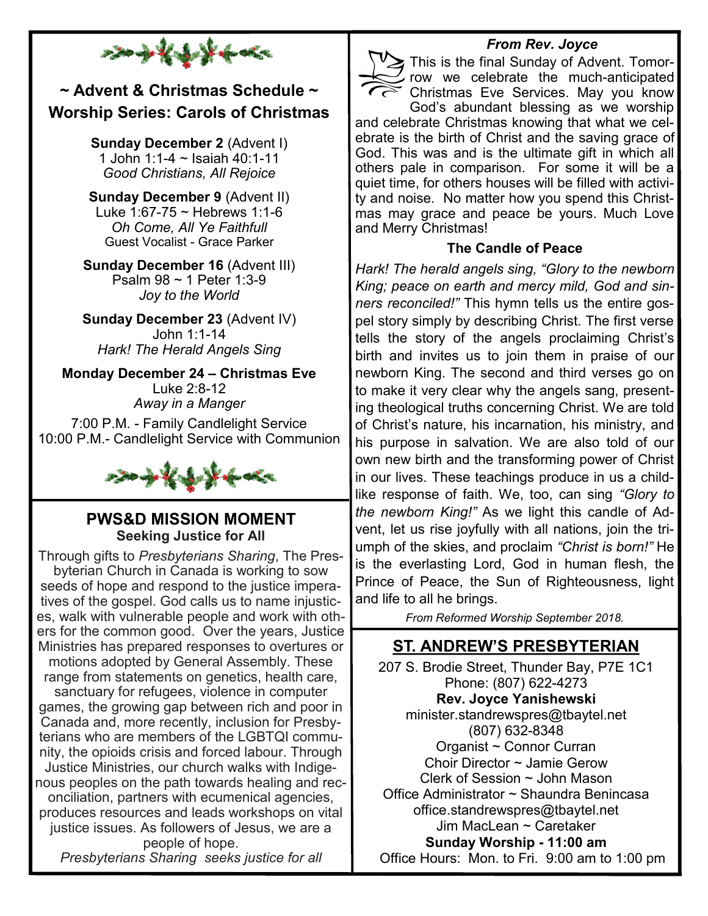## ~ Advent & Christmas Schedule ~
## Worship Series: Carols of Christmas

**Sunday December 2** (Advent I)
1 John 1:1-4 ~ Isaiah 40:1-11
*Good Christians, All Rejoice*

**Sunday December 9** (Advent II)
Luke 1:67-75 ~ Hebrews 1:1-6
*Oh Come, All Ye Faithfull*
Guest Vocalist - Grace Parker

**Sunday December 16** (Advent III)
Psalm 98 ~ 1 Peter 1:3-9
*Joy to the World*

**Sunday December 23** (Advent IV)
John 1:1-14
*Hark! The Herald Angels Sing*

**Monday December 24 – Christmas Eve**
Luke 2:8-12
*Away in a Manger*

7:00 P.M. - Family Candlelight Service
10:00 P.M.- Candlelight Service with Communion

## PWS&D MISSION MOMENT
**Seeking Justice for All**

Through gifts to *Presbyterians Sharing*, The Presbyterian Church in Canada is working to sow seeds of hope and respond to the justice imperatives of the gospel. God calls us to name injustices, walk with vulnerable people and work with others for the common good. Over the years, Justice Ministries has prepared responses to overtures or motions adopted by General Assembly. These range from statements on genetics, health care, sanctuary for refugees, violence in computer games, the growing gap between rich and poor in Canada and, more recently, inclusion for Presbyterians who are members of the LGBTQI community, the opioids crisis and forced labour. Through Justice Ministries, our church walks with Indigenous peoples on the path towards healing and reconciliation, partners with ecumenical agencies, produces resources and leads workshops on vital justice issues. As followers of Jesus, we are a people of hope.

*Presbyterians Sharing seeks justice for all*

### *From Rev. Joyce*

This is the final Sunday of Advent. Tomorrow we celebrate the much-anticipated Christmas Eve Services. May you know God's abundant blessing as we worship and celebrate Christmas knowing that what we celebrate is the birth of Christ and the saving grace of God. This was and is the ultimate gift in which all others pale in comparison. For some it will be a quiet time, for others houses will be filled with activity and noise. No matter how you spend this Christmas may grace and peace be yours. Much Love and Merry Christmas!

### The Candle of Peace

*Hark! The herald angels sing, "Glory to the newborn King; peace on earth and mercy mild, God and sinners reconciled!"* This hymn tells us the entire gospel story simply by describing Christ. The first verse tells the story of the angels proclaiming Christ's birth and invites us to join them in praise of our newborn King. The second and third verses go on to make it very clear why the angels sang, presenting theological truths concerning Christ. We are told of Christ's nature, his incarnation, his ministry, and his purpose in salvation. We are also told of our own new birth and the transforming power of Christ in our lives. These teachings produce in us a childlike response of faith. We, too, can sing *"Glory to the newborn King!"* As we light this candle of Advent, let us rise joyfully with all nations, join the triumph of the skies, and proclaim *"Christ is born!"* He is the everlasting Lord, God in human flesh, the Prince of Peace, the Sun of Righteousness, light and life to all he brings.

*From Reformed Worship September 2018.*

## ST. ANDREW'S PRESBYTERIAN

207 S. Brodie Street, Thunder Bay, P7E 1C1
Phone: (807) 622-4273
**Rev. Joyce Yanishewski**
minister.standrewspres@tbaytel.net
(807) 632-8348
Organist ~ Connor Curran
Choir Director ~ Jamie Gerow
Clerk of Session ~ John Mason
Office Administrator ~ Shaundra Benincasa
office.standrewspres@tbaytel.net
Jim MacLean ~ Caretaker
**Sunday Worship - 11:00 am**
Office Hours: Mon. to Fri. 9:00 am to 1:00 pm